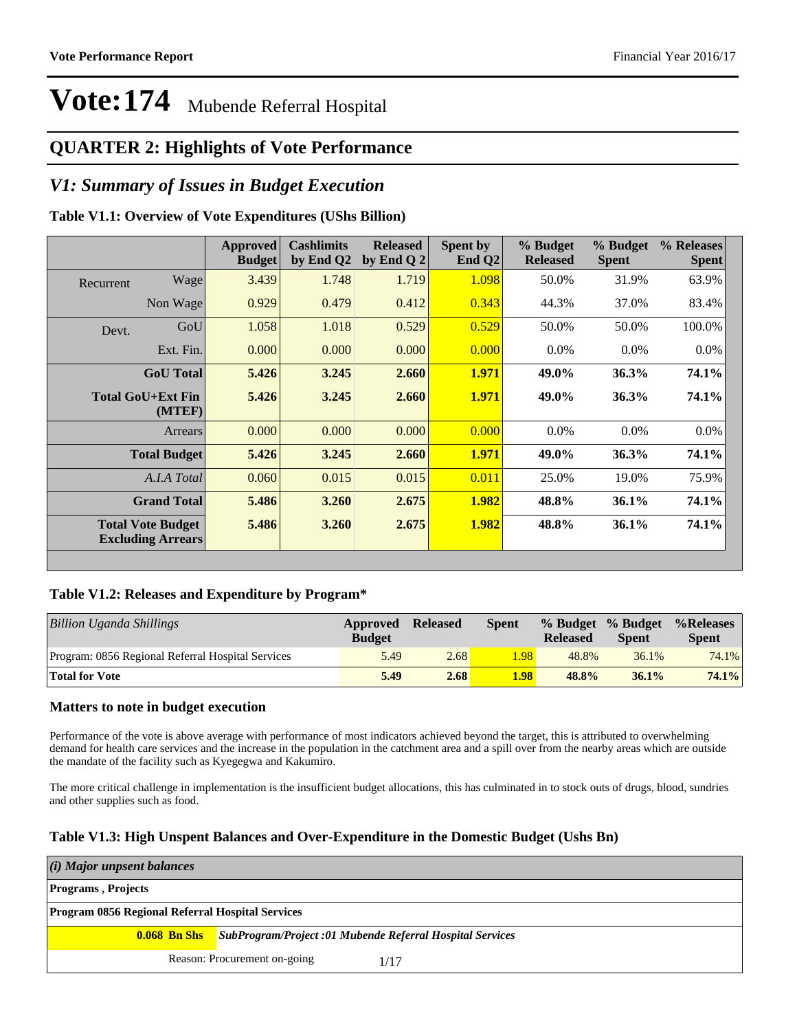# Vote:174 Mubende Referral Hospital

## QUARTER 2: Highlights of Vote Performance

## *V1: Summary of Issues in Budget Execution*

### Table V1.1: Overview of Vote Expenditures (UShs Billion)

| | | Approved Budget | Cashlimits by End Q2 | Released by End Q 2 | Spent by End Q2 | % Budget Released | % Budget Spent | % Releases Spent |
|---|---|---|---|---|---|---|---|---|
| Recurrent | Wage | 3.439 | 1.748 | 1.719 | 1.098 | 50.0% | 31.9% | 63.9% |
| | Non Wage | 0.929 | 0.479 | 0.412 | 0.343 | 44.3% | 37.0% | 83.4% |
| Devt. | GoU | 1.058 | 1.018 | 0.529 | 0.529 | 50.0% | 50.0% | 100.0% |
| | Ext. Fin. | 0.000 | 0.000 | 0.000 | 0.000 | 0.0% | 0.0% | 0.0% |
| | **GoU Total** | **5.426** | **3.245** | **2.660** | **1.971** | **49.0%** | **36.3%** | **74.1%** |
| | **Total GoU+Ext Fin (MTEF)** | **5.426** | **3.245** | **2.660** | **1.971** | **49.0%** | **36.3%** | **74.1%** |
| | Arrears | 0.000 | 0.000 | 0.000 | 0.000 | 0.0% | 0.0% | 0.0% |
| | **Total Budget** | **5.426** | **3.245** | **2.660** | **1.971** | **49.0%** | **36.3%** | **74.1%** |
| | *A.I.A Total* | 0.060 | 0.015 | 0.015 | 0.011 | 25.0% | 19.0% | 75.9% |
| | **Grand Total** | **5.486** | **3.260** | **2.675** | **1.982** | **48.8%** | **36.1%** | **74.1%** |
| | **Total Vote Budget Excluding Arrears** | **5.486** | **3.260** | **2.675** | **1.982** | **48.8%** | **36.1%** | **74.1%** |

### Table V1.2: Releases and Expenditure by Program*

| *Billion Uganda Shillings* | Approved Budget | Released | Spent | % Budget Released | % Budget Spent | %Releases Spent |
|---|---|---|---|---|---|---|
| Program: 0856 Regional Referral Hospital Services | 5.49 | 2.68 | 1.98 | 48.8% | 36.1% | 74.1% |
| **Total for Vote** | **5.49** | **2.68** | **1.98** | **48.8%** | **36.1%** | **74.1%** |

### Matters to note in budget execution

Performance of the vote is above average with performance of most indicators achieved beyond the target, this is attributed to overwhelming demand for health care services and the increase in the population in the catchment area and a spill over from the nearby areas which are outside the mandate of the facility such as Kyegegwa and Kakumiro.

The more critical challenge in implementation is the insufficient budget allocations, this has culminated in to stock outs of drugs, blood, sundries and other supplies such as food.

### Table V1.3: High Unspent Balances and Over-Expenditure in the Domestic Budget (Ushs Bn)

| *(i) Major unpsent balances* | |
|---|---|
| **Programs , Projects** | |
| **Program 0856 Regional Referral Hospital Services** | |
| **0.068 Bn Shs** | ***SubProgram/Project :01 Mubende Referral Hospital Services*** |
| | Reason: Procurement on-going |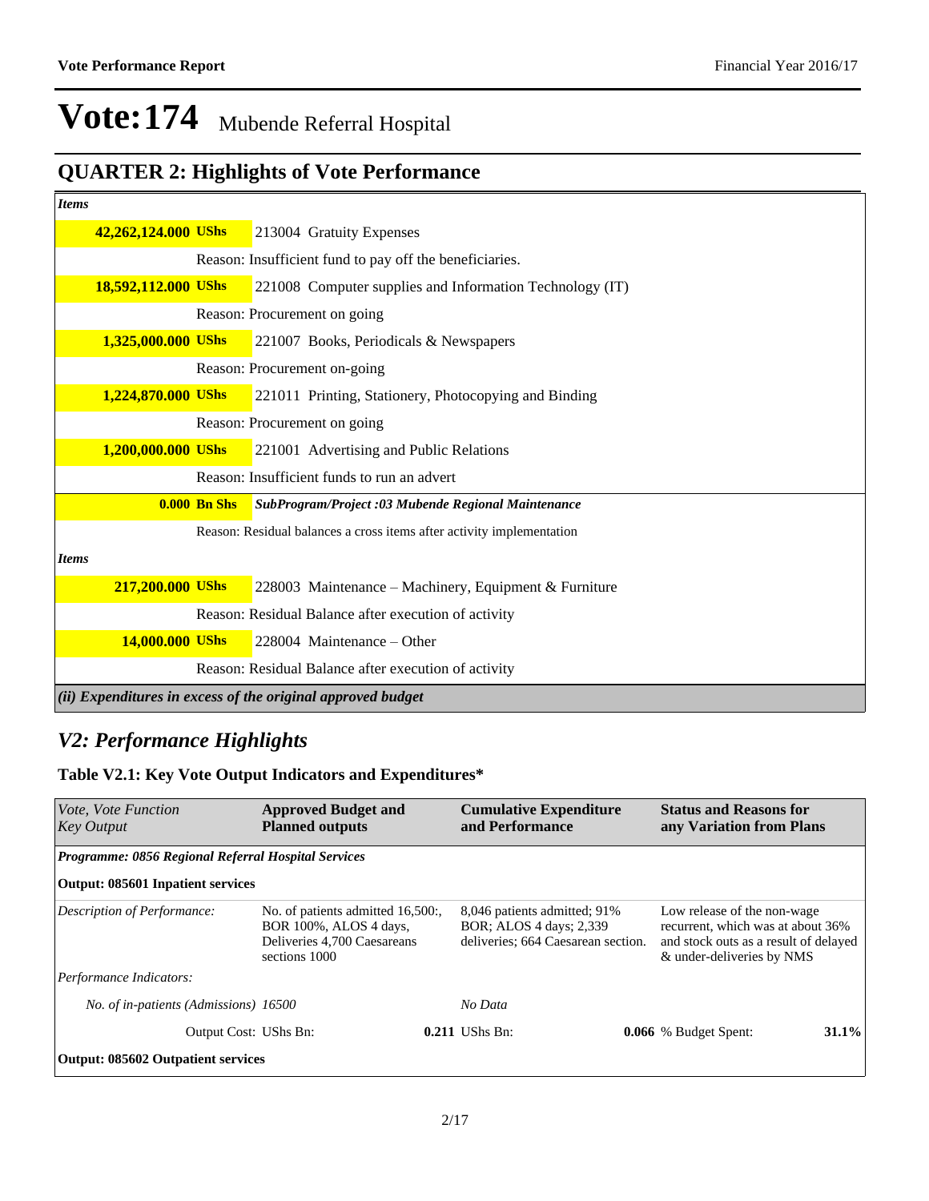# Vote:174 Mubende Referral Hospital

## QUARTER 2: Highlights of Vote Performance

| | |
|---|---|
| ***Items*** | |
| **42,262,124.000 UShs** | 213004 Gratuity Expenses |
| | Reason: Insufficient fund to pay off the beneficiaries. |
| **18,592,112.000 UShs** | 221008 Computer supplies and Information Technology (IT) |
| | Reason: Procurement on going |
| **1,325,000.000 UShs** | 221007 Books, Periodicals & Newspapers |
| | Reason: Procurement on-going |
| **1,224,870.000 UShs** | 221011 Printing, Stationery, Photocopying and Binding |
| | Reason: Procurement on going |
| **1,200,000.000 UShs** | 221001 Advertising and Public Relations |
| | Reason: Insufficient funds to run an advert |
| **0.000 Bn Shs** | ***SubProgram/Project :03 Mubende Regional Maintenance*** |
| | Reason: Residual balances a cross items after activity implementation |
| ***Items*** | |
| **217,200.000 UShs** | 228003 Maintenance – Machinery, Equipment & Furniture |
| | Reason: Residual Balance after execution of activity |
| **14,000.000 UShs** | 228004 Maintenance – Other |
| | Reason: Residual Balance after execution of activity |
| ***(ii) Expenditures in excess of the original approved budget*** | |

## *V2: Performance Highlights*

### Table V2.1: Key Vote Output Indicators and Expenditures*

| *Vote, Vote Function Key Output* | **Approved Budget and Planned outputs** | **Cumulative Expenditure and Performance** | **Status and Reasons for any Variation from Plans** |
|---|---|---|---|
| ***Programme: 0856 Regional Referral Hospital Services*** | | | |
| **Output: 085601 Inpatient services** | | | |
| *Description of Performance:* | No. of patients admitted 16,500:, BOR 100%, ALOS 4 days, Deliveries 4,700 Caesareans sections 1000 | 8,046 patients admitted; 91% BOR; ALOS 4 days; 2,339 deliveries; 664 Caesarean section. | Low release of the non-wage recurrent, which was at about 36% and stock outs as a result of delayed & under-deliveries by NMS |
| *Performance Indicators:* | | | |
| *No. of in-patients (Admissions)* | 16500 | *No Data* | |
| Output Cost: UShs Bn: | **0.211** | UShs Bn: **0.066** | % Budget Spent: **31.1%** |
| **Output: 085602 Outpatient services** | | | |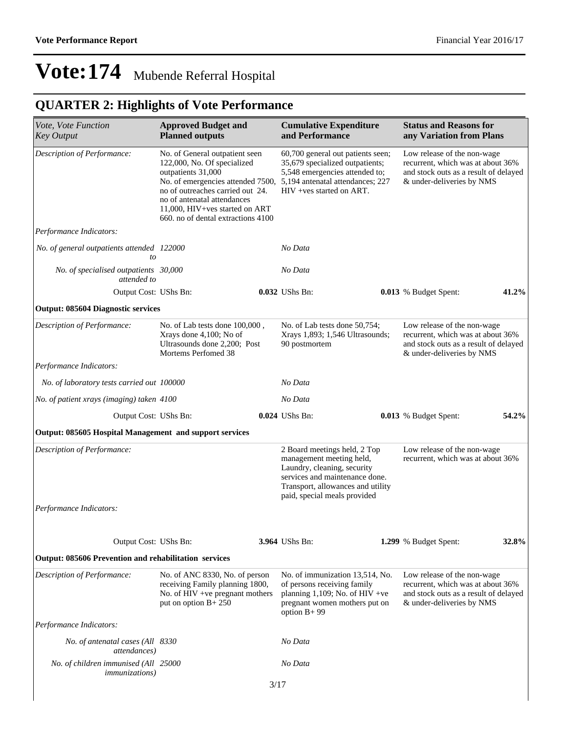# Vote:174 Mubende Referral Hospital

## QUARTER 2: Highlights of Vote Performance

| *Vote, Vote Function Key Output* | **Approved Budget and Planned outputs** | **Cumulative Expenditure and Performance** | **Status and Reasons for any Variation from Plans** |
|---|---|---|---|
| *Description of Performance:* | No. of General outpatient seen 122,000, No. Of specialized outpatients 31,000 No. of emergencies attended 7500, no of outreaches carried out 24. no of antenatal attendances 11,000, HIV+ves started on ART 660. no of dental extractions 4100 | 60,700 general out patients seen; 35,679 specialized outpatients; 5,548 emergencies attended to; 5,194 antenatal attendances; 227 HIV +ves started on ART. | Low release of the non-wage recurrent, which was at about 36% and stock outs as a result of delayed & under-deliveries by NMS |
| *Performance Indicators:* | | | |
| *No. of general outpatients attended to* | 122000 | No Data | |
| *No. of specialised outpatients attended to* | 30,000 | No Data | |
| Output Cost: UShs Bn: | **0.032** | UShs Bn: **0.013** | % Budget Spent: **41.2%** |
| **Output: 085604 Diagnostic services** | | | |
| *Description of Performance:* | No. of Lab tests done 100,000 , Xrays done 4,100; No of Ultrasounds done 2,200; Post Mortems Perfomed 38 | No. of Lab tests done 50,754; Xrays 1,893; 1,546 Ultrasounds; 90 postmortem | Low release of the non-wage recurrent, which was at about 36% and stock outs as a result of delayed & under-deliveries by NMS |
| *Performance Indicators:* | | | |
| *No. of laboratory tests carried out* | 100000 | No Data | |
| *No. of patient xrays (imaging) taken* | 4100 | No Data | |
| Output Cost: UShs Bn: | **0.024** | UShs Bn: **0.013** | % Budget Spent: **54.2%** |
| **Output: 085605 Hospital Management and support services** | | | |
| *Description of Performance:* | | 2 Board meetings held, 2 Top management meeting held, Laundry, cleaning, security services and maintenance done. Transport, allowances and utility paid, special meals provided | Low release of the non-wage recurrent, which was at about 36% |
| *Performance Indicators:* | | | |
| Output Cost: UShs Bn: | **3.964** | UShs Bn: **1.299** | % Budget Spent: **32.8%** |
| **Output: 085606 Prevention and rehabilitation services** | | | |
| *Description of Performance:* | No. of ANC 8330, No. of person receiving Family planning 1800, No. of HIV +ve pregnant mothers put on option B+ 250 | No. of immunization 13,514, No. of persons receiving family planning 1,109; No. of HIV +ve pregnant women mothers put on option B+ 99 | Low release of the non-wage recurrent, which was at about 36% and stock outs as a result of delayed & under-deliveries by NMS |
| *Performance Indicators:* | | | |
| *No. of antenatal cases (All attendances)* | 8330 | No Data | |
| *No. of children immunised (All immunizations)* | 25000 | No Data | |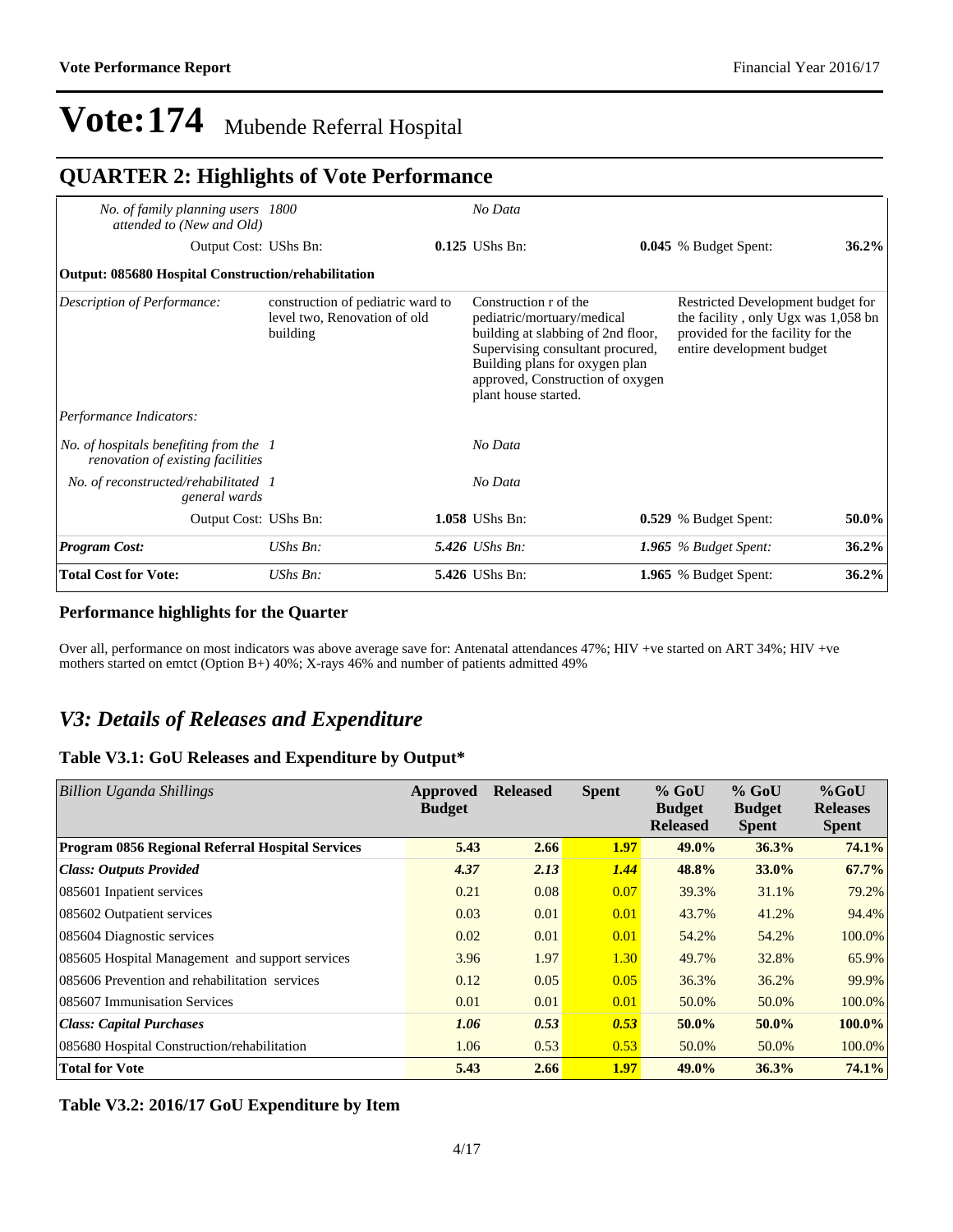# Vote:174 Mubende Referral Hospital

## QUARTER 2: Highlights of Vote Performance

| | | | | |
|---|---|---|---|---|
| *No. of family planning users attended to (New and Old)* | *1800* | *No Data* | | |
| Output Cost: UShs Bn: | | **0.125** UShs Bn: | **0.045** % Budget Spent: | **36.2%** |
| **Output: 085680 Hospital Construction/rehabilitation** | | | | |
| *Description of Performance:* | construction of pediatric ward to level two, Renovation of old building | Construction r of the pediatric/mortuary/medical building at slabbing of 2nd floor, Supervising consultant procured, Building plans for oxygen plan approved, Construction of oxygen plant house started. | Restricted Development budget for the facility , only Ugx was 1,058 bn provided for the facility for the entire development budget | |
| *Performance Indicators:* | | | | |
| *No. of hospitals benefiting from the renovation of existing facilities* | *1* | *No Data* | | |
| *No. of reconstructed/rehabilitated general wards* | *1* | *No Data* | | |
| Output Cost: UShs Bn: | | **1.058** UShs Bn: | **0.529** % Budget Spent: | **50.0%** |
| ***Program Cost:*** | *UShs Bn:* | ***5.426*** *UShs Bn:* | ***1.965*** *% Budget Spent:* | **36.2%** |
| **Total Cost for Vote:** | *UShs Bn:* | **5.426** UShs Bn: | **1.965** % Budget Spent: | **36.2%** |

### Performance highlights for the Quarter

Over all, performance on most indicators was above average save for: Antenatal attendances 47%; HIV +ve started on ART 34%; HIV +ve mothers started on emtct (Option B+) 40%; X-rays 46% and number of patients admitted 49%

## *V3: Details of Releases and Expenditure*

### Table V3.1: GoU Releases and Expenditure by Output*

| *Billion Uganda Shillings* | Approved Budget | Released | Spent | % GoU Budget Released | % GoU Budget Spent | %GoU Releases Spent |
|---|---|---|---|---|---|---|
| **Program 0856 Regional Referral Hospital Services** | **5.43** | **2.66** | **1.97** | **49.0%** | **36.3%** | **74.1%** |
| ***Class: Outputs Provided*** | ***4.37*** | ***2.13*** | ***1.44*** | **48.8%** | **33.0%** | **67.7%** |
| 085601 Inpatient services | 0.21 | 0.08 | 0.07 | 39.3% | 31.1% | 79.2% |
| 085602 Outpatient services | 0.03 | 0.01 | 0.01 | 43.7% | 41.2% | 94.4% |
| 085604 Diagnostic services | 0.02 | 0.01 | 0.01 | 54.2% | 54.2% | 100.0% |
| 085605 Hospital Management and support services | 3.96 | 1.97 | 1.30 | 49.7% | 32.8% | 65.9% |
| 085606 Prevention and rehabilitation services | 0.12 | 0.05 | 0.05 | 36.3% | 36.2% | 99.9% |
| 085607 Immunisation Services | 0.01 | 0.01 | 0.01 | 50.0% | 50.0% | 100.0% |
| ***Class: Capital Purchases*** | ***1.06*** | ***0.53*** | ***0.53*** | **50.0%** | **50.0%** | **100.0%** |
| 085680 Hospital Construction/rehabilitation | 1.06 | 0.53 | 0.53 | 50.0% | 50.0% | 100.0% |
| **Total for Vote** | **5.43** | **2.66** | **1.97** | **49.0%** | **36.3%** | **74.1%** |

### Table V3.2: 2016/17 GoU Expenditure by Item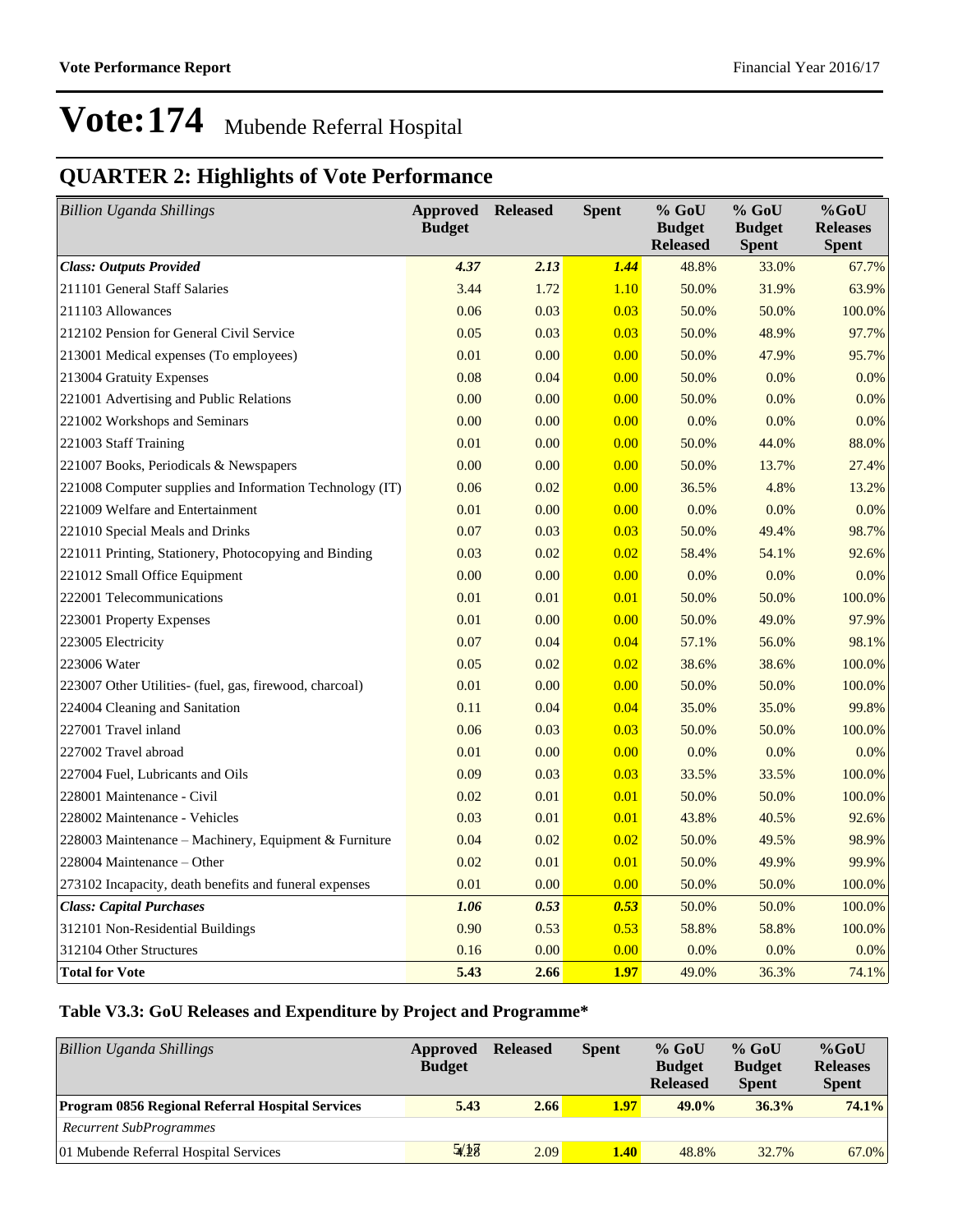# Vote:174 Mubende Referral Hospital

## QUARTER 2: Highlights of Vote Performance

| *Billion Uganda Shillings* | Approved Budget | Released | Spent | % GoU Budget Released | % GoU Budget Spent | %GoU Releases Spent |
|---|---|---|---|---|---|---|
| ***Class: Outputs Provided*** | ***4.37*** | ***2.13*** | ***1.44*** | 48.8% | 33.0% | 67.7% |
| 211101 General Staff Salaries | 3.44 | 1.72 | 1.10 | 50.0% | 31.9% | 63.9% |
| 211103 Allowances | 0.06 | 0.03 | 0.03 | 50.0% | 50.0% | 100.0% |
| 212102 Pension for General Civil Service | 0.05 | 0.03 | 0.03 | 50.0% | 48.9% | 97.7% |
| 213001 Medical expenses (To employees) | 0.01 | 0.00 | 0.00 | 50.0% | 47.9% | 95.7% |
| 213004 Gratuity Expenses | 0.08 | 0.04 | 0.00 | 50.0% | 0.0% | 0.0% |
| 221001 Advertising and Public Relations | 0.00 | 0.00 | 0.00 | 50.0% | 0.0% | 0.0% |
| 221002 Workshops and Seminars | 0.00 | 0.00 | 0.00 | 0.0% | 0.0% | 0.0% |
| 221003 Staff Training | 0.01 | 0.00 | 0.00 | 50.0% | 44.0% | 88.0% |
| 221007 Books, Periodicals & Newspapers | 0.00 | 0.00 | 0.00 | 50.0% | 13.7% | 27.4% |
| 221008 Computer supplies and Information Technology (IT) | 0.06 | 0.02 | 0.00 | 36.5% | 4.8% | 13.2% |
| 221009 Welfare and Entertainment | 0.01 | 0.00 | 0.00 | 0.0% | 0.0% | 0.0% |
| 221010 Special Meals and Drinks | 0.07 | 0.03 | 0.03 | 50.0% | 49.4% | 98.7% |
| 221011 Printing, Stationery, Photocopying and Binding | 0.03 | 0.02 | 0.02 | 58.4% | 54.1% | 92.6% |
| 221012 Small Office Equipment | 0.00 | 0.00 | 0.00 | 0.0% | 0.0% | 0.0% |
| 222001 Telecommunications | 0.01 | 0.01 | 0.01 | 50.0% | 50.0% | 100.0% |
| 223001 Property Expenses | 0.01 | 0.00 | 0.00 | 50.0% | 49.0% | 97.9% |
| 223005 Electricity | 0.07 | 0.04 | 0.04 | 57.1% | 56.0% | 98.1% |
| 223006 Water | 0.05 | 0.02 | 0.02 | 38.6% | 38.6% | 100.0% |
| 223007 Other Utilities- (fuel, gas, firewood, charcoal) | 0.01 | 0.00 | 0.00 | 50.0% | 50.0% | 100.0% |
| 224004 Cleaning and Sanitation | 0.11 | 0.04 | 0.04 | 35.0% | 35.0% | 99.8% |
| 227001 Travel inland | 0.06 | 0.03 | 0.03 | 50.0% | 50.0% | 100.0% |
| 227002 Travel abroad | 0.01 | 0.00 | 0.00 | 0.0% | 0.0% | 0.0% |
| 227004 Fuel, Lubricants and Oils | 0.09 | 0.03 | 0.03 | 33.5% | 33.5% | 100.0% |
| 228001 Maintenance - Civil | 0.02 | 0.01 | 0.01 | 50.0% | 50.0% | 100.0% |
| 228002 Maintenance - Vehicles | 0.03 | 0.01 | 0.01 | 43.8% | 40.5% | 92.6% |
| 228003 Maintenance – Machinery, Equipment & Furniture | 0.04 | 0.02 | 0.02 | 50.0% | 49.5% | 98.9% |
| 228004 Maintenance – Other | 0.02 | 0.01 | 0.01 | 50.0% | 49.9% | 99.9% |
| 273102 Incapacity, death benefits and funeral expenses | 0.01 | 0.00 | 0.00 | 50.0% | 50.0% | 100.0% |
| ***Class: Capital Purchases*** | ***1.06*** | ***0.53*** | ***0.53*** | 50.0% | 50.0% | 100.0% |
| 312101 Non-Residential Buildings | 0.90 | 0.53 | 0.53 | 58.8% | 58.8% | 100.0% |
| 312104 Other Structures | 0.16 | 0.00 | 0.00 | 0.0% | 0.0% | 0.0% |
| **Total for Vote** | **5.43** | **2.66** | **1.97** | 49.0% | 36.3% | 74.1% |

### Table V3.3: GoU Releases and Expenditure by Project and Programme*

| *Billion Uganda Shillings* | Approved Budget | Released | Spent | % GoU Budget Released | % GoU Budget Spent | %GoU Releases Spent |
|---|---|---|---|---|---|---|
| **Program 0856 Regional Referral Hospital Services** | **5.43** | **2.66** | **1.97** | **49.0%** | **36.3%** | **74.1%** |
| *Recurrent SubProgrammes* | | | | | | |
| 01 Mubende Referral Hospital Services | 4.28 | 2.09 | **1.40** | 48.8% | 32.7% | 67.0% |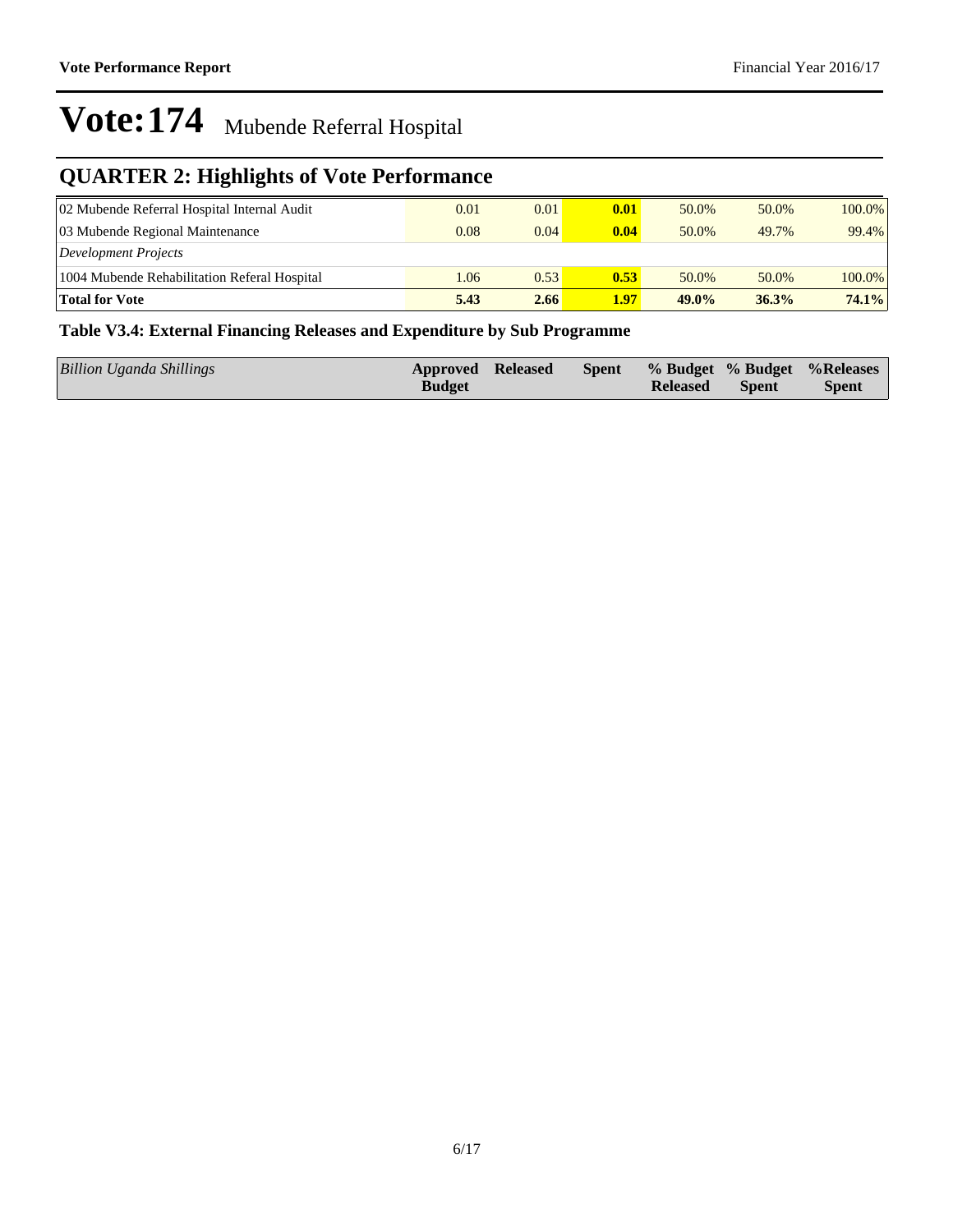# Vote:174 Mubende Referral Hospital

## QUARTER 2: Highlights of Vote Performance

| | | | | | | |
|---|---|---|---|---|---|---|
| 02 Mubende Referral Hospital Internal Audit | 0.01 | 0.01 | **0.01** | 50.0% | 50.0% | 100.0% |
| 03 Mubende Regional Maintenance | 0.08 | 0.04 | **0.04** | 50.0% | 49.7% | 99.4% |
| *Development Projects* | | | | | | |
| 1004 Mubende Rehabilitation Referal Hospital | 1.06 | 0.53 | **0.53** | 50.0% | 50.0% | 100.0% |
| **Total for Vote** | **5.43** | **2.66** | **1.97** | **49.0%** | **36.3%** | **74.1%** |

**Table V3.4: External Financing Releases and Expenditure by Sub Programme**

| *Billion Uganda Shillings* | Approved Budget | Released | Spent | % Budget Released | % Budget Spent | %Releases Spent |
|---|---|---|---|---|---|---|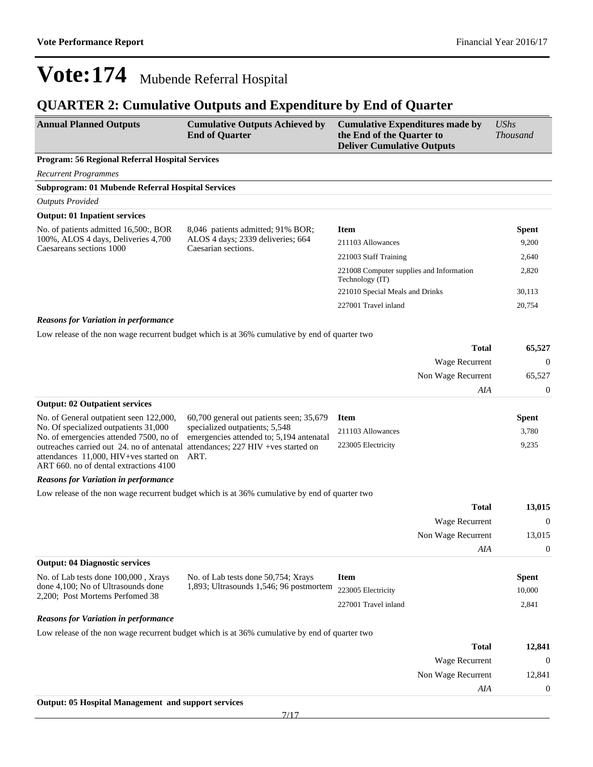# Vote:174 Mubende Referral Hospital

## QUARTER 2: Cumulative Outputs and Expenditure by End of Quarter

| Annual Planned Outputs | Cumulative Outputs Achieved by End of Quarter | Cumulative Expenditures made by the End of the Quarter to Deliver Cumulative Outputs | *UShs Thousand* |
|---|---|---|---|

**Program: 56 Regional Referral Hospital Services**

*Recurrent Programmes*

**Subprogram: 01 Mubende Referral Hospital Services**

*Outputs Provided*

**Output: 01 Inpatient services**

| Annual Planned Outputs | Cumulative Outputs Achieved by End of Quarter | Item | Spent |
|---|---|---|---|
| No. of patients admitted 16,500:, BOR 100%, ALOS 4 days, Deliveries 4,700 Caesareans sections 1000 | 8,046 patients admitted; 91% BOR; ALOS 4 days; 2339 deliveries; 664 Caesarian sections. | 211103 Allowances | 9,200 |
| | | 221003 Staff Training | 2,640 |
| | | 221008 Computer supplies and Information Technology (IT) | 2,820 |
| | | 221010 Special Meals and Drinks | 30,113 |
| | | 227001 Travel inland | 20,754 |

***Reasons for Variation in performance***

Low release of the non wage recurrent budget which is at 36% cumulative by end of quarter two

| | |
|---|---|
| **Total** | **65,527** |
| Wage Recurrent | 0 |
| Non Wage Recurrent | 65,527 |
| *AIA* | 0 |

**Output: 02 Outpatient services**

| Annual Planned Outputs | Cumulative Outputs Achieved by End of Quarter | Item | Spent |
|---|---|---|---|
| No. of General outpatient seen 122,000, No. Of specialized outpatients 31,000 No. of emergencies attended 7500, no of outreaches carried out 24. no of antenatal attendances 11,000, HIV+ves started on ART 660. no of dental extractions 4100 | 60,700 general out patients seen; 35,679 specialized outpatients; 5,548 emergencies attended to; 5,194 antenatal attendances; 227 HIV +ves started on ART. | 211103 Allowances | 3,780 |
| | | 223005 Electricity | 9,235 |

***Reasons for Variation in performance***

Low release of the non wage recurrent budget which is at 36% cumulative by end of quarter two

| | |
|---|---|
| **Total** | **13,015** |
| Wage Recurrent | 0 |
| Non Wage Recurrent | 13,015 |
| *AIA* | 0 |

**Output: 04 Diagnostic services**

| Annual Planned Outputs | Cumulative Outputs Achieved by End of Quarter | Item | Spent |
|---|---|---|---|
| No. of Lab tests done 100,000 , Xrays done 4,100; No of Ultrasounds done 2,200; Post Mortems Perfomed 38 | No. of Lab tests done 50,754; Xrays 1,893; Ultrasounds 1,546; 96 postmortem | 223005 Electricity | 10,000 |
| | | 227001 Travel inland | 2,841 |

***Reasons for Variation in performance***

Low release of the non wage recurrent budget which is at 36% cumulative by end of quarter two

| | |
|---|---|
| **Total** | **12,841** |
| Wage Recurrent | 0 |
| Non Wage Recurrent | 12,841 |
| *AIA* | 0 |

**Output: 05 Hospital Management and support services**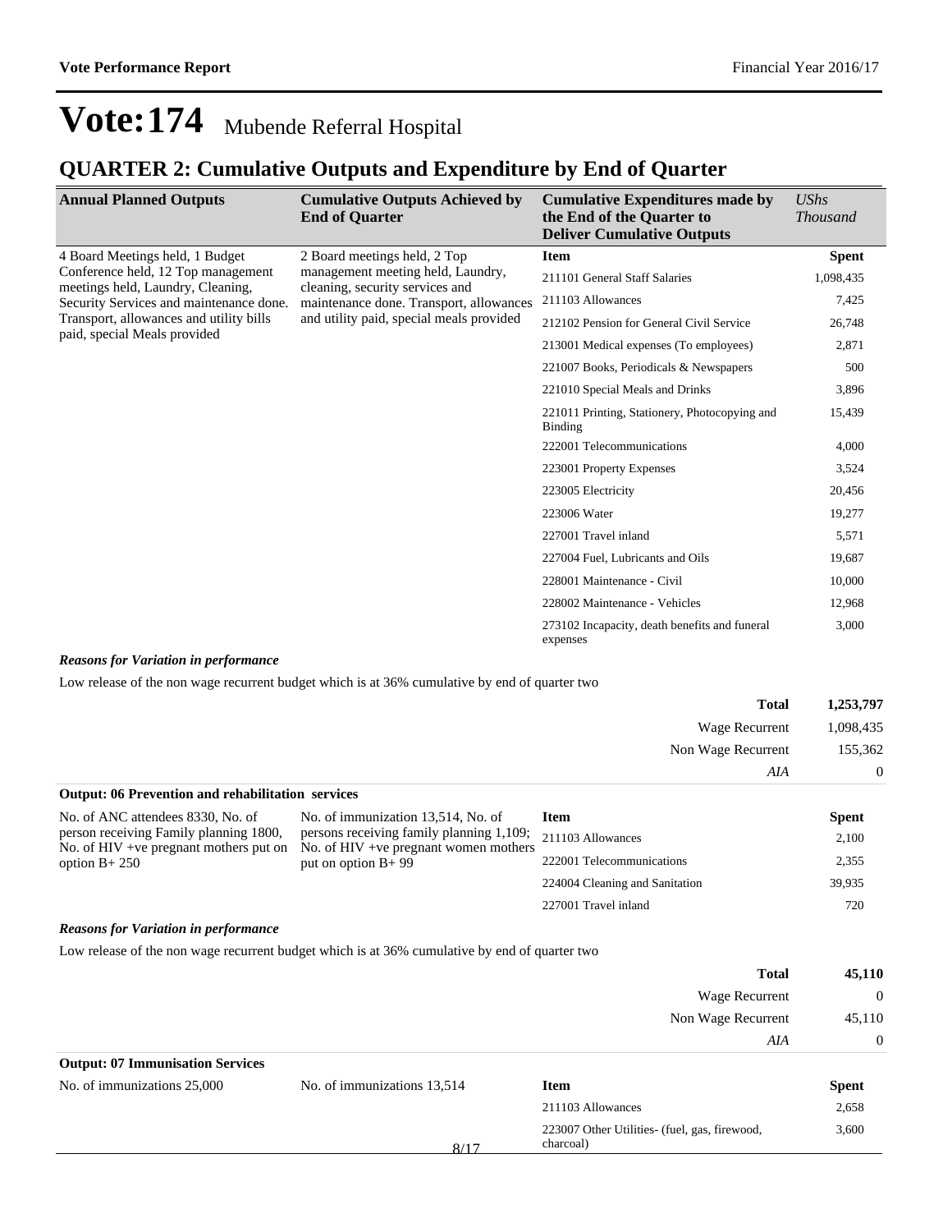# Vote:174 Mubende Referral Hospital

## QUARTER 2: Cumulative Outputs and Expenditure by End of Quarter

| Annual Planned Outputs | Cumulative Outputs Achieved by End of Quarter | Cumulative Expenditures made by the End of the Quarter to Deliver Cumulative Outputs | *UShs Thousand* |
|---|---|---|---|
| 4 Board Meetings held, 1 Budget Conference held, 12 Top management meetings held, Laundry, Cleaning, Security Services and maintenance done. Transport, allowances and utility bills paid, special Meals provided | 2 Board meetings held, 2 Top management meeting held, Laundry, cleaning, security services and maintenance done. Transport, allowances and utility paid, special meals provided | **Item** | **Spent** |
| | | 211101 General Staff Salaries | 1,098,435 |
| | | 211103 Allowances | 7,425 |
| | | 212102 Pension for General Civil Service | 26,748 |
| | | 213001 Medical expenses (To employees) | 2,871 |
| | | 221007 Books, Periodicals & Newspapers | 500 |
| | | 221010 Special Meals and Drinks | 3,896 |
| | | 221011 Printing, Stationery, Photocopying and Binding | 15,439 |
| | | 222001 Telecommunications | 4,000 |
| | | 223001 Property Expenses | 3,524 |
| | | 223005 Electricity | 20,456 |
| | | 223006 Water | 19,277 |
| | | 227001 Travel inland | 5,571 |
| | | 227004 Fuel, Lubricants and Oils | 19,687 |
| | | 228001 Maintenance - Civil | 10,000 |
| | | 228002 Maintenance - Vehicles | 12,968 |
| | | 273102 Incapacity, death benefits and funeral expenses | 3,000 |

***Reasons for Variation in performance***

Low release of the non wage recurrent budget which is at 36% cumulative by end of quarter two

| | |
|---|---|
| **Total** | **1,253,797** |
| Wage Recurrent | 1,098,435 |
| Non Wage Recurrent | 155,362 |
| *AIA* | 0 |

**Output: 06 Prevention and rehabilitation services**

| Annual Planned Outputs | Cumulative Outputs Achieved by End of Quarter | Item | Spent |
|---|---|---|---|
| No. of ANC attendees 8330, No. of person receiving Family planning 1800, No. of HIV +ve pregnant mothers put on option B+ 250 | No. of immunization 13,514, No. of persons receiving family planning 1,109; No. of HIV +ve pregnant women mothers put on option B+ 99 | 211103 Allowances | 2,100 |
| | | 222001 Telecommunications | 2,355 |
| | | 224004 Cleaning and Sanitation | 39,935 |
| | | 227001 Travel inland | 720 |

***Reasons for Variation in performance***

Low release of the non wage recurrent budget which is at 36% cumulative by end of quarter two

| | |
|---|---|
| **Total** | **45,110** |
| Wage Recurrent | 0 |
| Non Wage Recurrent | 45,110 |
| *AIA* | 0 |

**Output: 07 Immunisation Services**

| Annual Planned Outputs | Cumulative Outputs Achieved by End of Quarter | Item | Spent |
|---|---|---|---|
| No. of immunizations 25,000 | No. of immunizations 13,514 | 211103 Allowances | 2,658 |
| | | 223007 Other Utilities- (fuel, gas, firewood, charcoal) | 3,600 |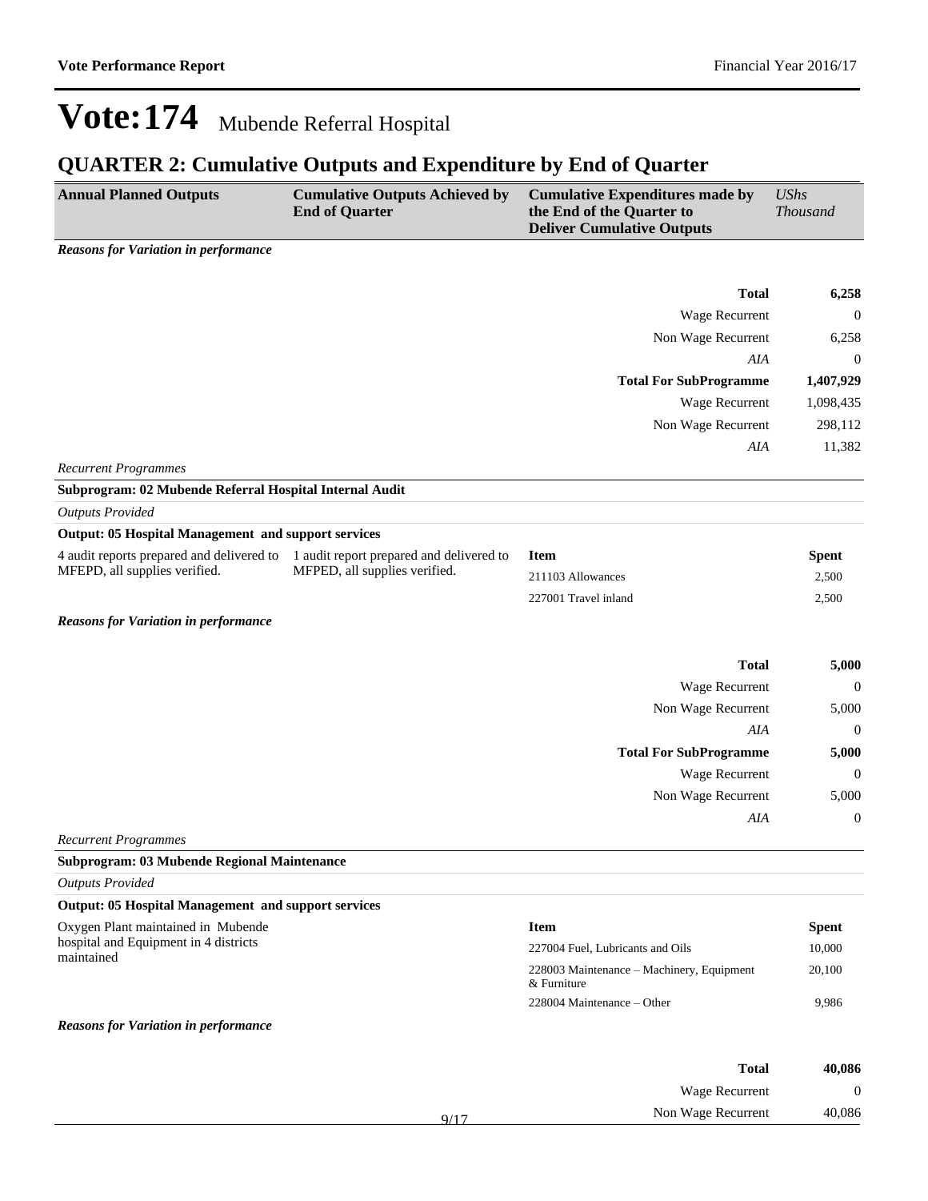# Vote:174 Mubende Referral Hospital

## QUARTER 2: Cumulative Outputs and Expenditure by End of Quarter

| Annual Planned Outputs | Cumulative Outputs Achieved by End of Quarter | Cumulative Expenditures made by the End of the Quarter to Deliver Cumulative Outputs | *UShs Thousand* |
|---|---|---|---|

***Reasons for Variation in performance***

| | |
|---|---|
| **Total** | **6,258** |
| Wage Recurrent | 0 |
| Non Wage Recurrent | 6,258 |
| *AIA* | 0 |
| **Total For SubProgramme** | **1,407,929** |
| Wage Recurrent | 1,098,435 |
| Non Wage Recurrent | 298,112 |
| *AIA* | 11,382 |

*Recurrent Programmes*

**Subprogram: 02 Mubende Referral Hospital Internal Audit**

*Outputs Provided*

**Output: 05 Hospital Management and support services**

| Annual Planned Outputs | Cumulative Outputs Achieved by End of Quarter | Item | Spent |
|---|---|---|---|
| 4 audit reports prepared and delivered to MFEPD, all supplies verified. | 1 audit report prepared and delivered to MFPED, all supplies verified. | 211103 Allowances | 2,500 |
| | | 227001 Travel inland | 2,500 |

***Reasons for Variation in performance***

| | |
|---|---|
| **Total** | **5,000** |
| Wage Recurrent | 0 |
| Non Wage Recurrent | 5,000 |
| *AIA* | 0 |
| **Total For SubProgramme** | **5,000** |
| Wage Recurrent | 0 |
| Non Wage Recurrent | 5,000 |
| *AIA* | 0 |

*Recurrent Programmes*

**Subprogram: 03 Mubende Regional Maintenance**

*Outputs Provided*

**Output: 05 Hospital Management and support services**

| Annual Planned Outputs | Cumulative Outputs Achieved by End of Quarter | Item | Spent |
|---|---|---|---|
| Oxygen Plant maintained in Mubende hospital and Equipment in 4 districts maintained | | 227004 Fuel, Lubricants and Oils | 10,000 |
| | | 228003 Maintenance – Machinery, Equipment & Furniture | 20,100 |
| | | 228004 Maintenance – Other | 9,986 |

***Reasons for Variation in performance***

| | |
|---|---|
| **Total** | **40,086** |
| Wage Recurrent | 0 |
| Non Wage Recurrent | 40,086 |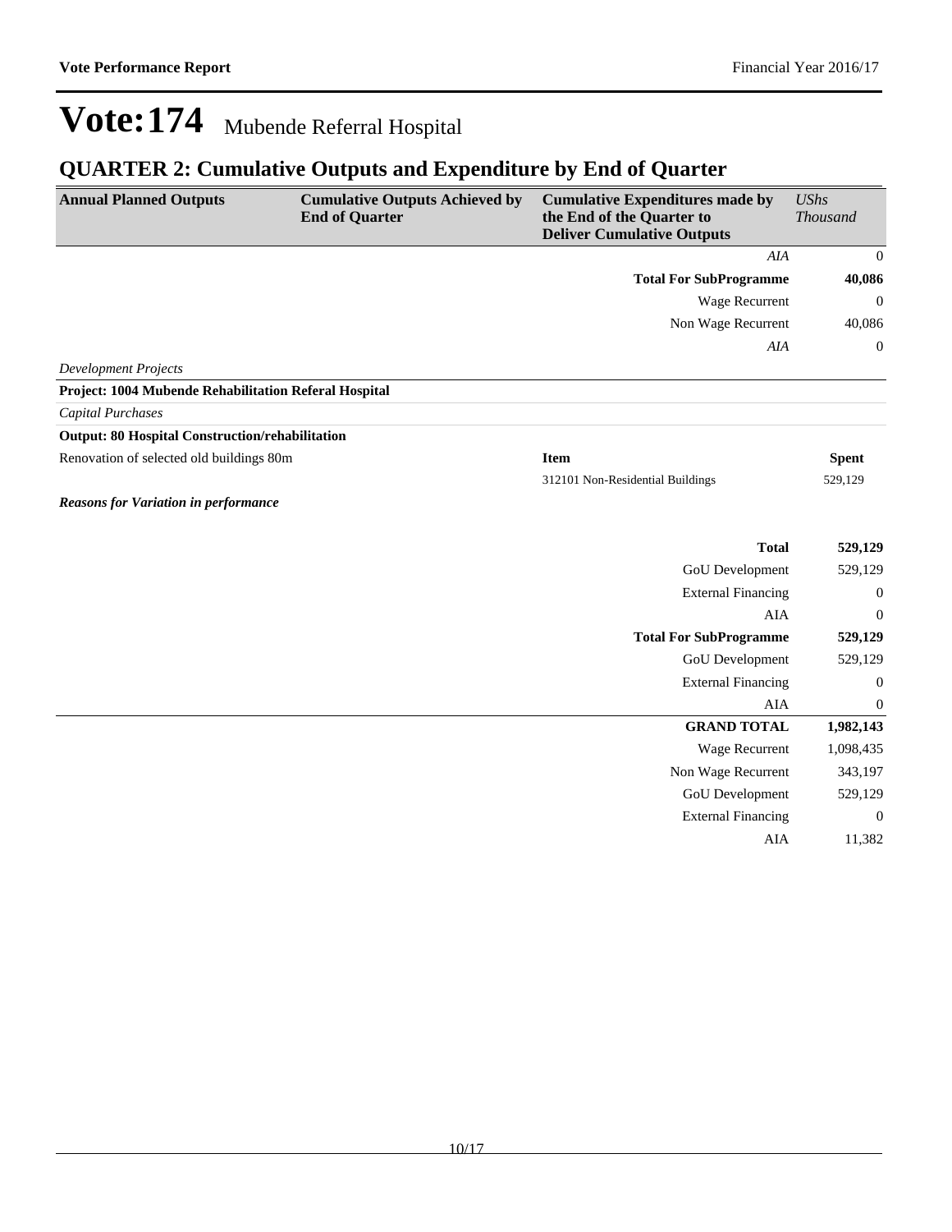# Vote:174 Mubende Referral Hospital

## QUARTER 2: Cumulative Outputs and Expenditure by End of Quarter

| Annual Planned Outputs | Cumulative Outputs Achieved by End of Quarter | Cumulative Expenditures made by the End of the Quarter to Deliver Cumulative Outputs | *UShs Thousand* |
|---|---|---|---|
| | | *AIA* | 0 |
| | | **Total For SubProgramme** | **40,086** |
| | | Wage Recurrent | 0 |
| | | Non Wage Recurrent | 40,086 |
| | | *AIA* | 0 |
| *Development Projects* | | | |
| **Project: 1004 Mubende Rehabilitation Referal Hospital** | | | |
| *Capital Purchases* | | | |
| **Output: 80 Hospital Construction/rehabilitation** | | | |
| Renovation of selected old buildings 80m | | **Item** | **Spent** |
| | | 312101 Non-Residential Buildings | 529,129 |
| ***Reasons for Variation in performance*** | | | |
| | | **Total** | **529,129** |
| | | GoU Development | 529,129 |
| | | External Financing | 0 |
| | | AIA | 0 |
| | | **Total For SubProgramme** | **529,129** |
| | | GoU Development | 529,129 |
| | | External Financing | 0 |
| | | AIA | 0 |
| | | **GRAND TOTAL** | **1,982,143** |
| | | Wage Recurrent | 1,098,435 |
| | | Non Wage Recurrent | 343,197 |
| | | GoU Development | 529,129 |
| | | External Financing | 0 |
| | | AIA | 11,382 |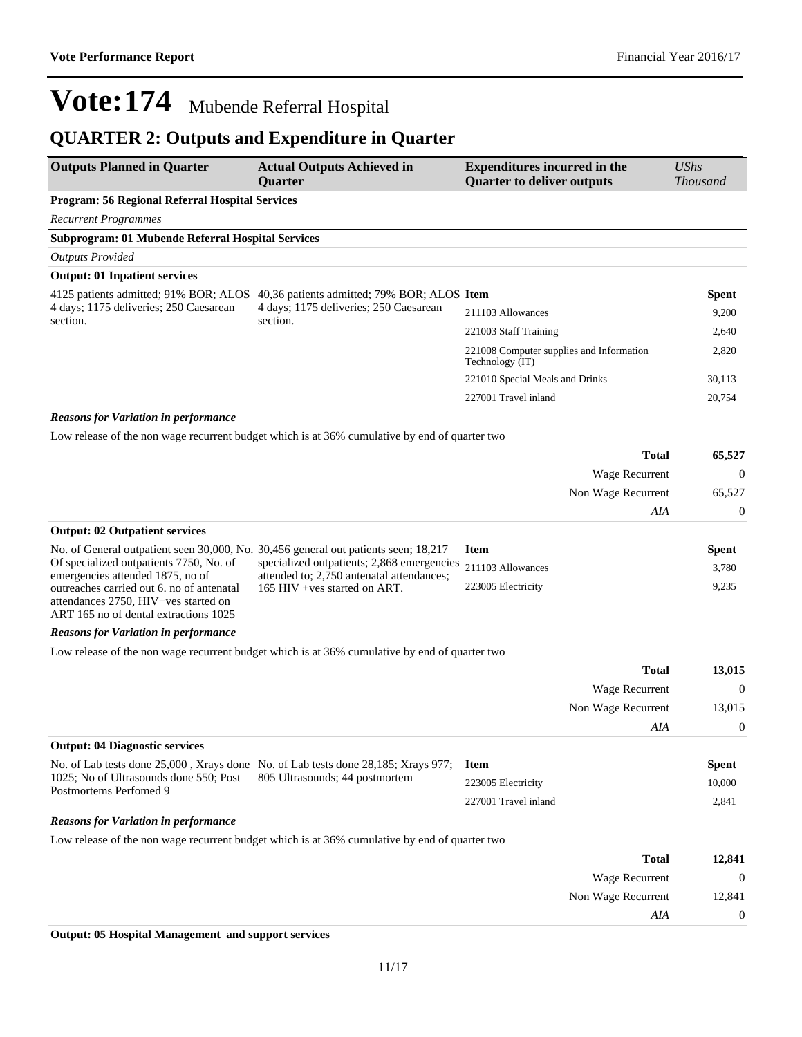# Vote:174 Mubende Referral Hospital

## QUARTER 2: Outputs and Expenditure in Quarter

| Outputs Planned in Quarter | Actual Outputs Achieved in Quarter | Expenditures incurred in the Quarter to deliver outputs | *UShs Thousand* |
|---|---|---|---|
| **Program: 56 Regional Referral Hospital Services** | | | |
| *Recurrent Programmes* | | | |
| **Subprogram: 01 Mubende Referral Hospital Services** | | | |
| *Outputs Provided* | | | |
| **Output: 01 Inpatient services** | | | |
| 4125 patients admitted; 91% BOR; ALOS 4 days; 1175 deliveries; 250 Caesarean section. | 40,36 patients admitted; 79% BOR; ALOS 4 days; 1175 deliveries; 250 Caesarean section. | **Item** | **Spent** |
| | | 211103 Allowances | 9,200 |
| | | 221003 Staff Training | 2,640 |
| | | 221008 Computer supplies and Information Technology (IT) | 2,820 |
| | | 221010 Special Meals and Drinks | 30,113 |
| | | 227001 Travel inland | 20,754 |

***Reasons for Variation in performance***

Low release of the non wage recurrent budget which is at 36% cumulative by end of quarter two

| | |
|---|---|
| **Total** | **65,527** |
| Wage Recurrent | 0 |
| Non Wage Recurrent | 65,527 |
| *AIA* | 0 |

**Output: 02 Outpatient services**

| Outputs Planned in Quarter | Actual Outputs Achieved in Quarter | Item | Spent |
|---|---|---|---|
| No. of General outpatient seen 30,000, No. Of specialized outpatients 7750, No. of emergencies attended 1875, no of outreaches carried out 6. no of antenatal attendances 2750, HIV+ves started on ART 165 no of dental extractions 1025 | 30,456 general out patients seen; 18,217 specialized outpatients; 2,868 emergencies attended to; 2,750 antenatal attendances; 165 HIV +ves started on ART. | 211103 Allowances | 3,780 |
| | | 223005 Electricity | 9,235 |

***Reasons for Variation in performance***

Low release of the non wage recurrent budget which is at 36% cumulative by end of quarter two

| | |
|---|---|
| **Total** | **13,015** |
| Wage Recurrent | 0 |
| Non Wage Recurrent | 13,015 |
| *AIA* | 0 |

**Output: 04 Diagnostic services**

| Outputs Planned in Quarter | Actual Outputs Achieved in Quarter | Item | Spent |
|---|---|---|---|
| No. of Lab tests done 25,000 , Xrays done 1025; No of Ultrasounds done 550; Post Postmortems Perfomed 9 | No. of Lab tests done 28,185; Xrays 977; 805 Ultrasounds; 44 postmortem | 223005 Electricity | 10,000 |
| | | 227001 Travel inland | 2,841 |

***Reasons for Variation in performance***

Low release of the non wage recurrent budget which is at 36% cumulative by end of quarter two

| | |
|---|---|
| **Total** | **12,841** |
| Wage Recurrent | 0 |
| Non Wage Recurrent | 12,841 |
| *AIA* | 0 |

**Output: 05 Hospital Management and support services**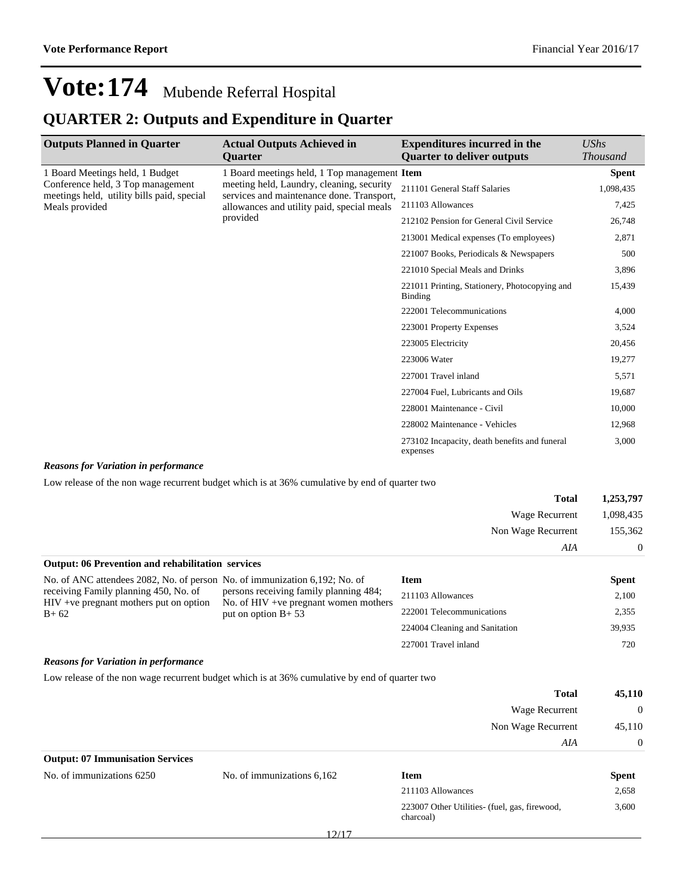# Vote:174 Mubende Referral Hospital

## QUARTER 2: Outputs and Expenditure in Quarter

| Outputs Planned in Quarter | Actual Outputs Achieved in Quarter | Expenditures incurred in the Quarter to deliver outputs | *UShs Thousand* |
|---|---|---|---|
| 1 Board Meetings held, 1 Budget Conference held, 3 Top management meetings held, utility bills paid, special Meals provided | 1 Board meetings held, 1 Top management meeting held, Laundry, cleaning, security services and maintenance done. Transport, allowances and utility paid, special meals provided | **Item** | **Spent** |
| | | 211101 General Staff Salaries | 1,098,435 |
| | | 211103 Allowances | 7,425 |
| | | 212102 Pension for General Civil Service | 26,748 |
| | | 213001 Medical expenses (To employees) | 2,871 |
| | | 221007 Books, Periodicals & Newspapers | 500 |
| | | 221010 Special Meals and Drinks | 3,896 |
| | | 221011 Printing, Stationery, Photocopying and Binding | 15,439 |
| | | 222001 Telecommunications | 4,000 |
| | | 223001 Property Expenses | 3,524 |
| | | 223005 Electricity | 20,456 |
| | | 223006 Water | 19,277 |
| | | 227001 Travel inland | 5,571 |
| | | 227004 Fuel, Lubricants and Oils | 19,687 |
| | | 228001 Maintenance - Civil | 10,000 |
| | | 228002 Maintenance - Vehicles | 12,968 |
| | | 273102 Incapacity, death benefits and funeral expenses | 3,000 |

***Reasons for Variation in performance***

Low release of the non wage recurrent budget which is at 36% cumulative by end of quarter two

| | |
|---|---|
| **Total** | **1,253,797** |
| Wage Recurrent | 1,098,435 |
| Non Wage Recurrent | 155,362 |
| *AIA* | 0 |

**Output: 06 Prevention and rehabilitation services**

| Outputs Planned in Quarter | Actual Outputs Achieved in Quarter | Item | Spent |
|---|---|---|---|
| No. of ANC attendees 2082, No. of person receiving Family planning 450, No. of HIV +ve pregnant mothers put on option B+ 62 | No. of immunization 6,192; No. of persons receiving family planning 484; No. of HIV +ve pregnant women mothers put on option B+ 53 | 211103 Allowances | 2,100 |
| | | 222001 Telecommunications | 2,355 |
| | | 224004 Cleaning and Sanitation | 39,935 |
| | | 227001 Travel inland | 720 |

***Reasons for Variation in performance***

Low release of the non wage recurrent budget which is at 36% cumulative by end of quarter two

| | |
|---|---|
| **Total** | **45,110** |
| Wage Recurrent | 0 |
| Non Wage Recurrent | 45,110 |
| *AIA* | 0 |

**Output: 07 Immunisation Services**

| Outputs Planned in Quarter | Actual Outputs Achieved in Quarter | Item | Spent |
|---|---|---|---|
| No. of immunizations 6250 | No. of immunizations 6,162 | 211103 Allowances | 2,658 |
| | | 223007 Other Utilities- (fuel, gas, firewood, charcoal) | 3,600 |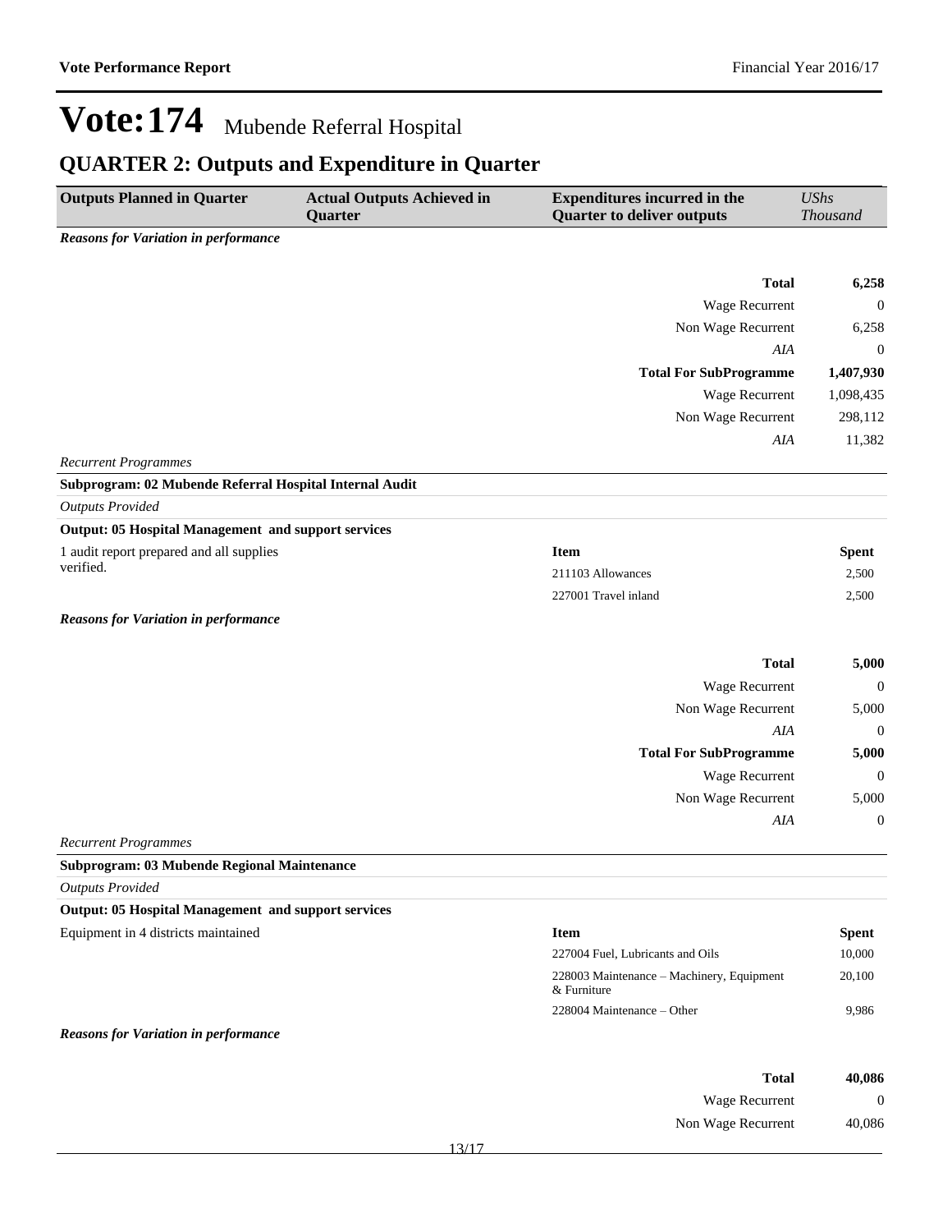# Vote:174 Mubende Referral Hospital

## QUARTER 2: Outputs and Expenditure in Quarter

| Outputs Planned in Quarter | Actual Outputs Achieved in Quarter | Expenditures incurred in the Quarter to deliver outputs | *UShs Thousand* |
|---|---|---|---|

***Reasons for Variation in performance***

| | |
|---|---|
| **Total** | **6,258** |
| Wage Recurrent | 0 |
| Non Wage Recurrent | 6,258 |
| *AIA* | 0 |
| **Total For SubProgramme** | **1,407,930** |
| Wage Recurrent | 1,098,435 |
| Non Wage Recurrent | 298,112 |
| *AIA* | 11,382 |

*Recurrent Programmes*

**Subprogram: 02 Mubende Referral Hospital Internal Audit**

*Outputs Provided*

**Output: 05 Hospital Management and support services**

1 audit report prepared and all supplies verified.

| Item | Spent |
|---|---|
| 211103 Allowances | 2,500 |
| 227001 Travel inland | 2,500 |

***Reasons for Variation in performance***

| | |
|---|---|
| **Total** | **5,000** |
| Wage Recurrent | 0 |
| Non Wage Recurrent | 5,000 |
| *AIA* | 0 |
| **Total For SubProgramme** | **5,000** |
| Wage Recurrent | 0 |
| Non Wage Recurrent | 5,000 |
| *AIA* | 0 |

*Recurrent Programmes*

**Subprogram: 03 Mubende Regional Maintenance**

*Outputs Provided*

**Output: 05 Hospital Management and support services**

Equipment in 4 districts maintained

| Item | Spent |
|---|---|
| 227004 Fuel, Lubricants and Oils | 10,000 |
| 228003 Maintenance – Machinery, Equipment & Furniture | 20,100 |
| 228004 Maintenance – Other | 9,986 |

***Reasons for Variation in performance***

| | |
|---|---|
| **Total** | **40,086** |
| Wage Recurrent | 0 |
| Non Wage Recurrent | 40,086 |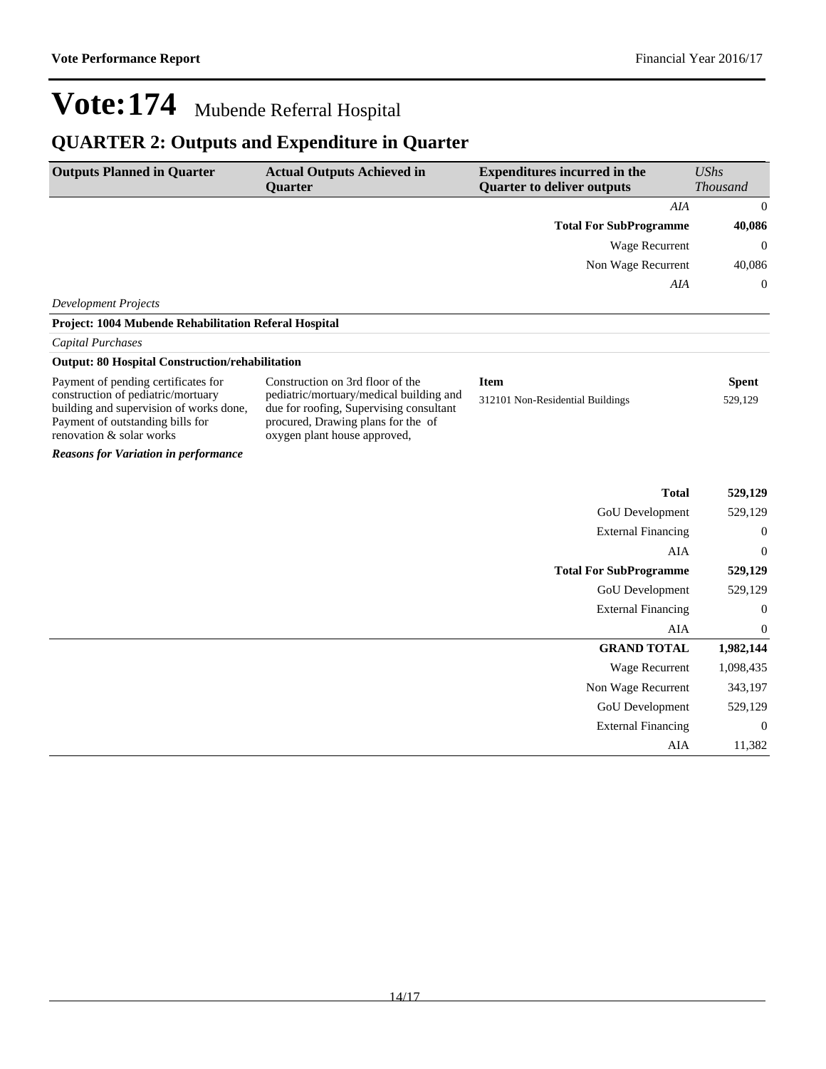# Vote:174 Mubende Referral Hospital

## QUARTER 2: Outputs and Expenditure in Quarter

| Outputs Planned in Quarter | Actual Outputs Achieved in Quarter | Expenditures incurred in the Quarter to deliver outputs | *UShs Thousand* |
|---|---|---|---|
| | | *AIA* | 0 |
| | | **Total For SubProgramme** | **40,086** |
| | | Wage Recurrent | 0 |
| | | Non Wage Recurrent | 40,086 |
| | | *AIA* | 0 |

*Development Projects*

**Project: 1004 Mubende Rehabilitation Referal Hospital**

*Capital Purchases*

**Output: 80 Hospital Construction/rehabilitation**

| Outputs Planned in Quarter | Actual Outputs Achieved in Quarter | Item | Spent |
|---|---|---|---|
| Payment of pending certificates for construction of pediatric/mortuary building and supervision of works done, Payment of outstanding bills for renovation & solar works | Construction on 3rd floor of the pediatric/mortuary/medical building and due for roofing, Supervising consultant procured, Drawing plans for the of oxygen plant house approved, | 312101 Non-Residential Buildings | 529,129 |

***Reasons for Variation in performance***

| | |
|---|---|
| **Total** | **529,129** |
| GoU Development | 529,129 |
| External Financing | 0 |
| AIA | 0 |
| **Total For SubProgramme** | **529,129** |
| GoU Development | 529,129 |
| External Financing | 0 |
| AIA | 0 |
| **GRAND TOTAL** | **1,982,144** |
| Wage Recurrent | 1,098,435 |
| Non Wage Recurrent | 343,197 |
| GoU Development | 529,129 |
| External Financing | 0 |
| AIA | 11,382 |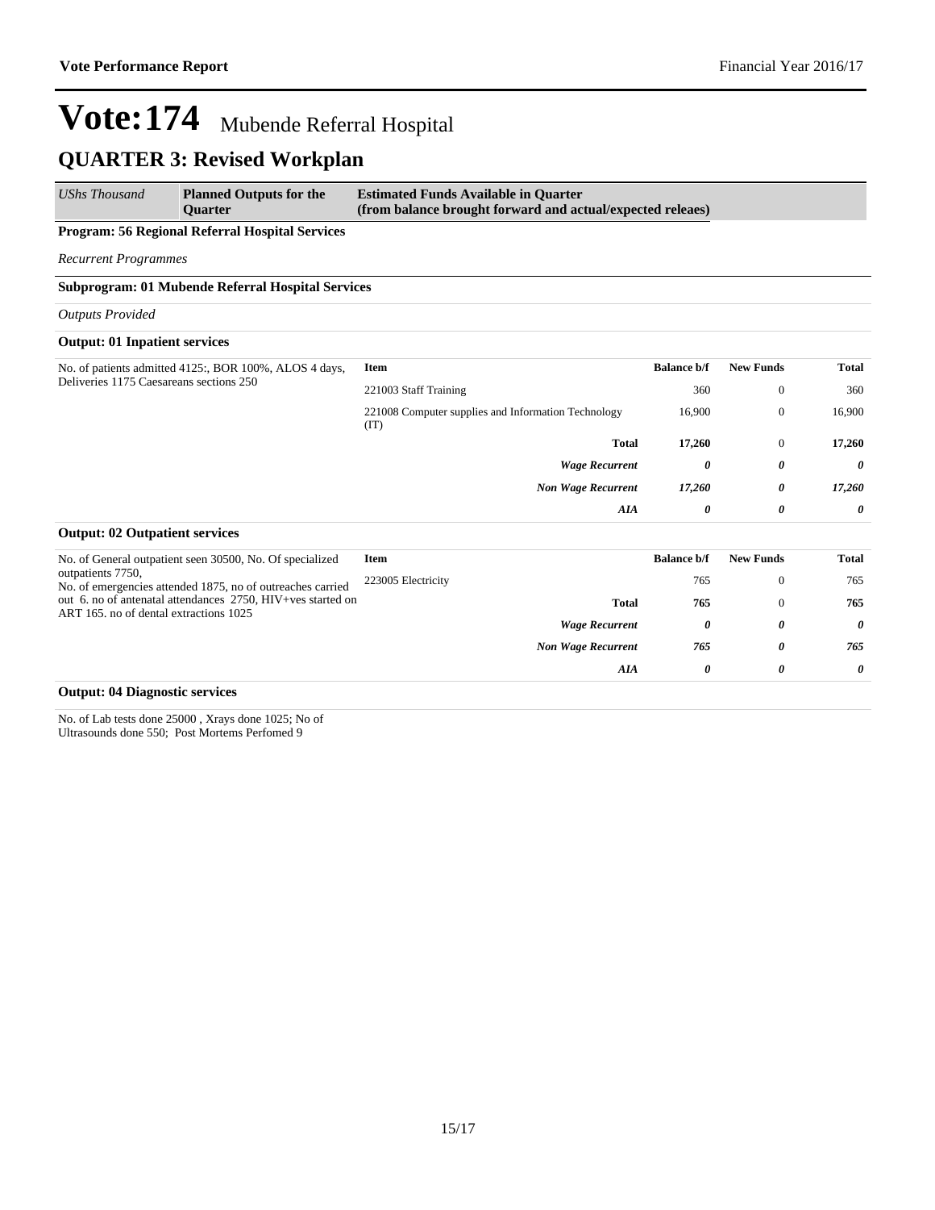# Vote:174 Mubende Referral Hospital

## QUARTER 3: Revised Workplan

| *UShs Thousand* | **Planned Outputs for the Quarter** | **Estimated Funds Available in Quarter (from balance brought forward and actual/expected releaes)** |
|---|---|---|

**Program: 56 Regional Referral Hospital Services**

*Recurrent Programmes*

**Subprogram: 01 Mubende Referral Hospital Services**

*Outputs Provided*

**Output: 01 Inpatient services**

No. of patients admitted 4125:, BOR 100%, ALOS 4 days, Deliveries 1175 Caesareans sections 250

| Item | Balance b/f | New Funds | Total |
|---|---|---|---|
| 221003 Staff Training | 360 | 0 | 360 |
| 221008 Computer supplies and Information Technology (IT) | 16,900 | 0 | 16,900 |
| **Total** | **17,260** | 0 | **17,260** |
| ***Wage Recurrent*** | ***0*** | ***0*** | ***0*** |
| ***Non Wage Recurrent*** | ***17,260*** | ***0*** | ***17,260*** |
| ***AIA*** | ***0*** | ***0*** | ***0*** |

**Output: 02 Outpatient services**

No. of General outpatient seen 30500, No. Of specialized outpatients 7750,
No. of emergencies attended 1875, no of outreaches carried out 6. no of antenatal attendances 2750, HIV+ves started on ART 165. no of dental extractions 1025

| Item | Balance b/f | New Funds | Total |
|---|---|---|---|
| 223005 Electricity | 765 | 0 | 765 |
| **Total** | **765** | 0 | **765** |
| ***Wage Recurrent*** | ***0*** | ***0*** | ***0*** |
| ***Non Wage Recurrent*** | ***765*** | ***0*** | ***765*** |
| ***AIA*** | ***0*** | ***0*** | ***0*** |

**Output: 04 Diagnostic services**

No. of Lab tests done 25000 , Xrays done 1025; No of Ultrasounds done 550; Post Mortems Perfomed 9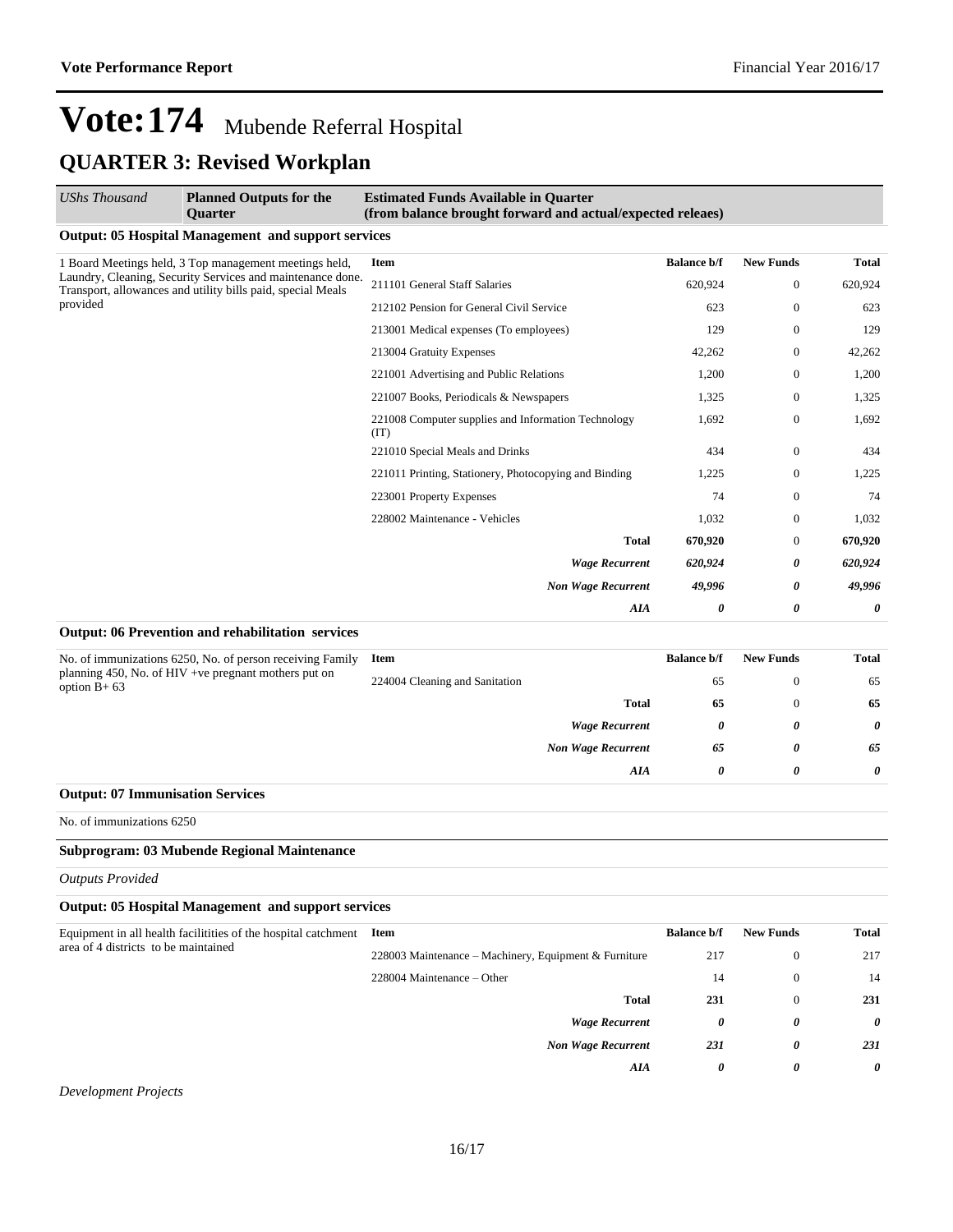# Vote:174 Mubende Referral Hospital

## QUARTER 3: Revised Workplan

| *UShs Thousand* | **Planned Outputs for the Quarter** | **Estimated Funds Available in Quarter (from balance brought forward and actual/expected releaes)** | | | |
|---|---|---|---|---|---|

**Output: 05 Hospital Management and support services**

| Planned Outputs | Item | Balance b/f | New Funds | Total |
|---|---|---|---|---|
| 1 Board Meetings held, 3 Top management meetings held, Laundry, Cleaning, Security Services and maintenance done. Transport, allowances and utility bills paid, special Meals provided | 211101 General Staff Salaries | 620,924 | 0 | 620,924 |
| | 212102 Pension for General Civil Service | 623 | 0 | 623 |
| | 213001 Medical expenses (To employees) | 129 | 0 | 129 |
| | 213004 Gratuity Expenses | 42,262 | 0 | 42,262 |
| | 221001 Advertising and Public Relations | 1,200 | 0 | 1,200 |
| | 221007 Books, Periodicals & Newspapers | 1,325 | 0 | 1,325 |
| | 221008 Computer supplies and Information Technology (IT) | 1,692 | 0 | 1,692 |
| | 221010 Special Meals and Drinks | 434 | 0 | 434 |
| | 221011 Printing, Stationery, Photocopying and Binding | 1,225 | 0 | 1,225 |
| | 223001 Property Expenses | 74 | 0 | 74 |
| | 228002 Maintenance - Vehicles | 1,032 | 0 | 1,032 |
| | **Total** | **670,920** | 0 | **670,920** |
| | ***Wage Recurrent*** | ***620,924*** | ***0*** | ***620,924*** |
| | ***Non Wage Recurrent*** | ***49,996*** | ***0*** | ***49,996*** |
| | ***AIA*** | ***0*** | ***0*** | ***0*** |

**Output: 06 Prevention and rehabilitation services**

| Planned Outputs | Item | Balance b/f | New Funds | Total |
|---|---|---|---|---|
| No. of immunizations 6250, No. of person receiving Family planning 450, No. of HIV +ve pregnant mothers put on option B+ 63 | 224004 Cleaning and Sanitation | 65 | 0 | 65 |
| | **Total** | **65** | 0 | **65** |
| | ***Wage Recurrent*** | ***0*** | ***0*** | ***0*** |
| | ***Non Wage Recurrent*** | ***65*** | ***0*** | ***65*** |
| | ***AIA*** | ***0*** | ***0*** | ***0*** |

**Output: 07 Immunisation Services**

No. of immunizations 6250

**Subprogram: 03 Mubende Regional Maintenance**

*Outputs Provided*

**Output: 05 Hospital Management and support services**

| Planned Outputs | Item | Balance b/f | New Funds | Total |
|---|---|---|---|---|
| Equipment in all health facilitities of the hospital catchment area of 4 districts to be maintained | 228003 Maintenance – Machinery, Equipment & Furniture | 217 | 0 | 217 |
| | 228004 Maintenance – Other | 14 | 0 | 14 |
| | **Total** | **231** | 0 | **231** |
| | ***Wage Recurrent*** | ***0*** | ***0*** | ***0*** |
| | ***Non Wage Recurrent*** | ***231*** | ***0*** | ***231*** |
| | ***AIA*** | ***0*** | ***0*** | ***0*** |

*Development Projects*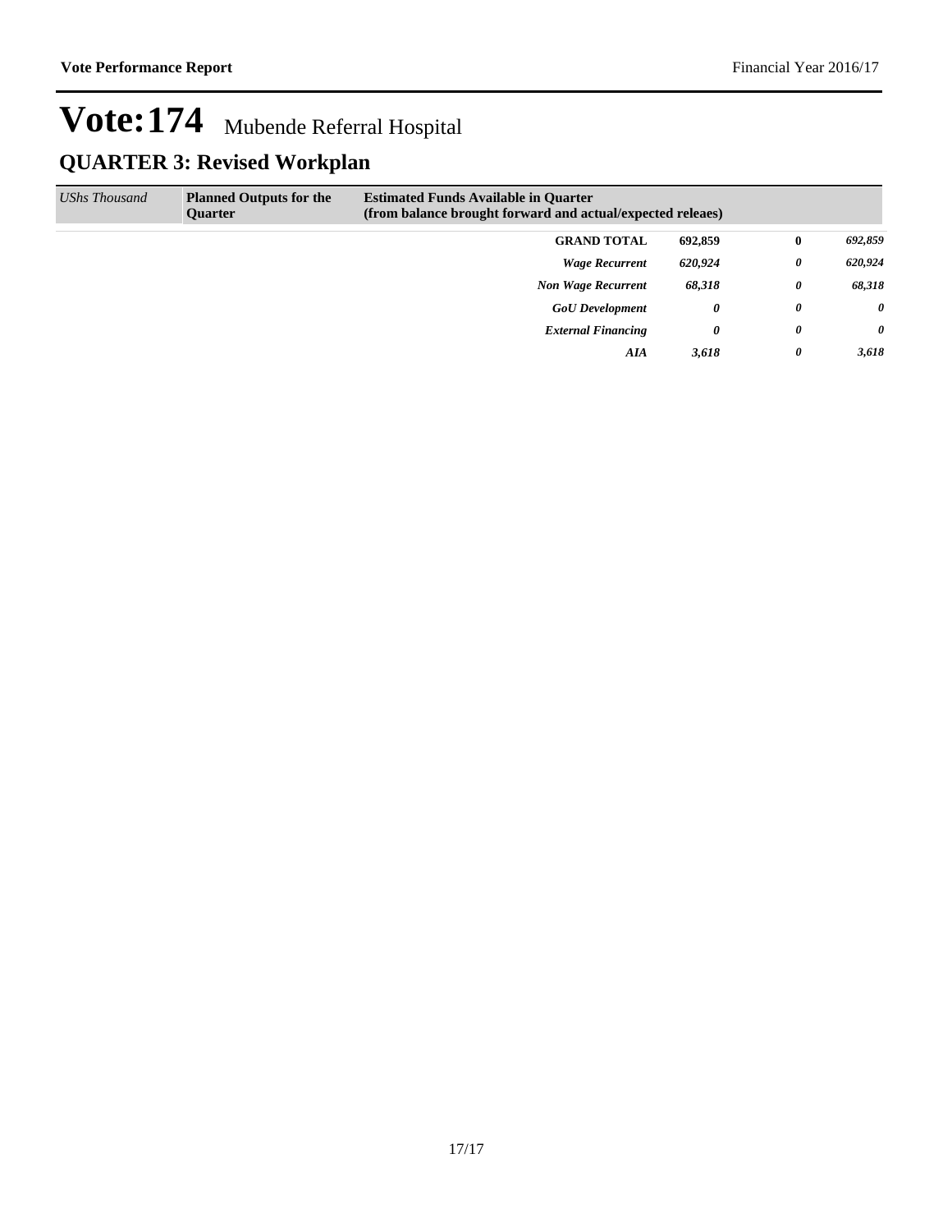# Vote:174 Mubende Referral Hospital

## QUARTER 3: Revised Workplan

| *UShs Thousand* | **Planned Outputs for the Quarter** | **Estimated Funds Available in Quarter (from balance brought forward and actual/expected releaes)** | | | |
|---|---|---|---|---|---|
| | | **GRAND TOTAL** | **692,859** | **0** | ***692,859*** |
| | | ***Wage Recurrent*** | ***620,924*** | ***0*** | ***620,924*** |
| | | ***Non Wage Recurrent*** | ***68,318*** | ***0*** | ***68,318*** |
| | | ***GoU Development*** | ***0*** | ***0*** | ***0*** |
| | | ***External Financing*** | ***0*** | ***0*** | ***0*** |
| | | ***AIA*** | ***3,618*** | ***0*** | ***3,618*** |